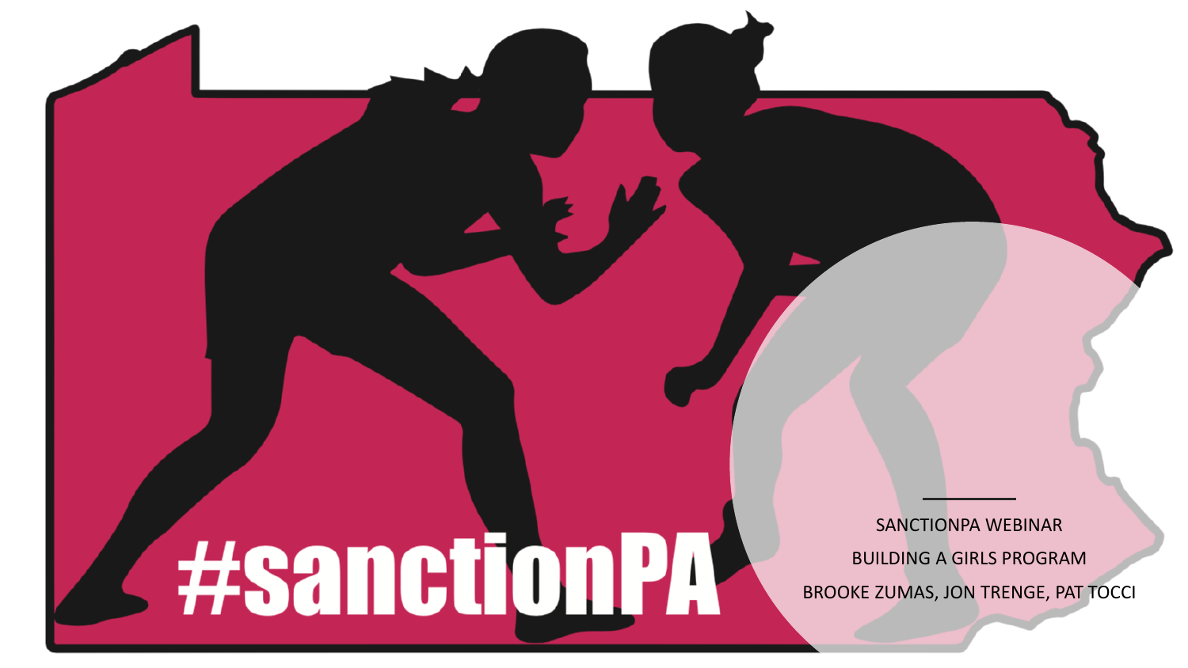#sanctionPA

SANCTIONPA WEBINAR

BUILDING A GIRLS PROGRAM

BROOKE ZUMAS, JON TRENGE, PAT TOCCI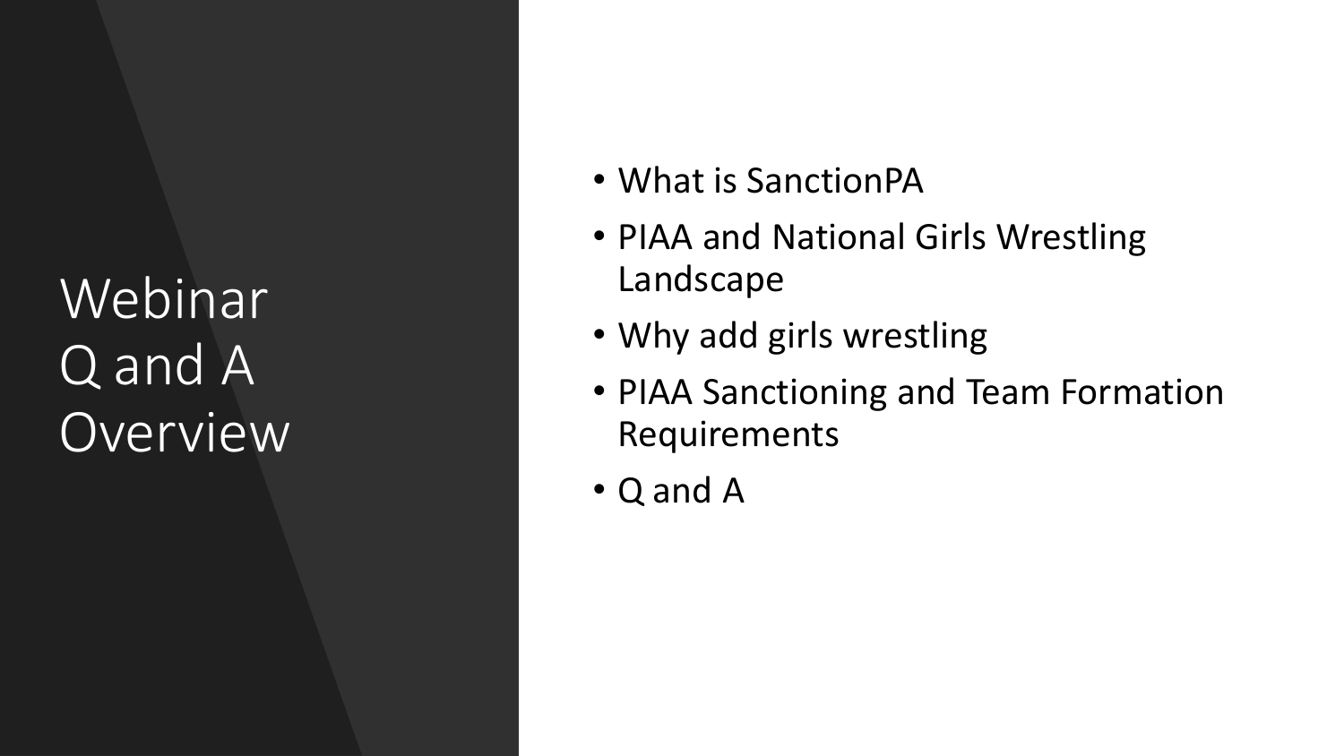# Webinar Q and A Overview

- What is SanctionPA
- PIAA and National Girls Wrestling Landscape
- Why add girls wrestling
- PIAA Sanctioning and Team Formation Requirements
- Q and A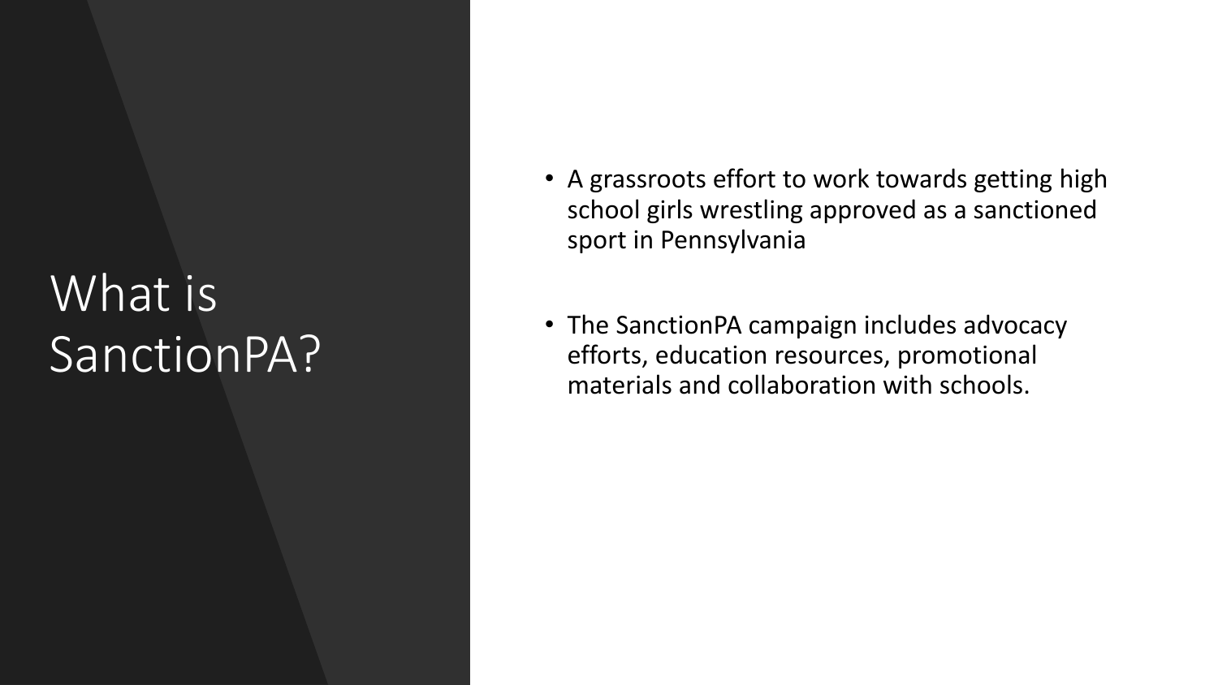# What is SanctionPA?

- A grassroots effort to work towards getting high school girls wrestling approved as a sanctioned sport in Pennsylvania

- The SanctionPA campaign includes advocacy efforts, education resources, promotional materials and collaboration with schools.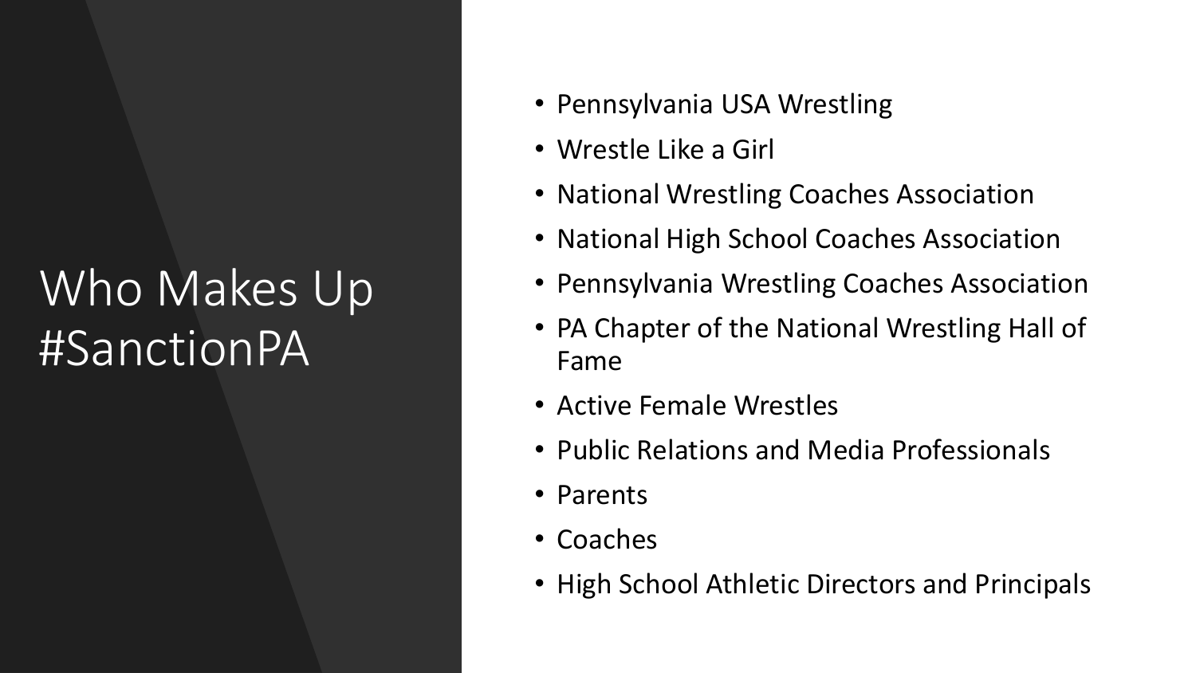# Who Makes Up #SanctionPA

- Pennsylvania USA Wrestling
- Wrestle Like a Girl
- National Wrestling Coaches Association
- National High School Coaches Association
- Pennsylvania Wrestling Coaches Association
- PA Chapter of the National Wrestling Hall of Fame
- Active Female Wrestles
- Public Relations and Media Professionals
- Parents
- Coaches
- High School Athletic Directors and Principals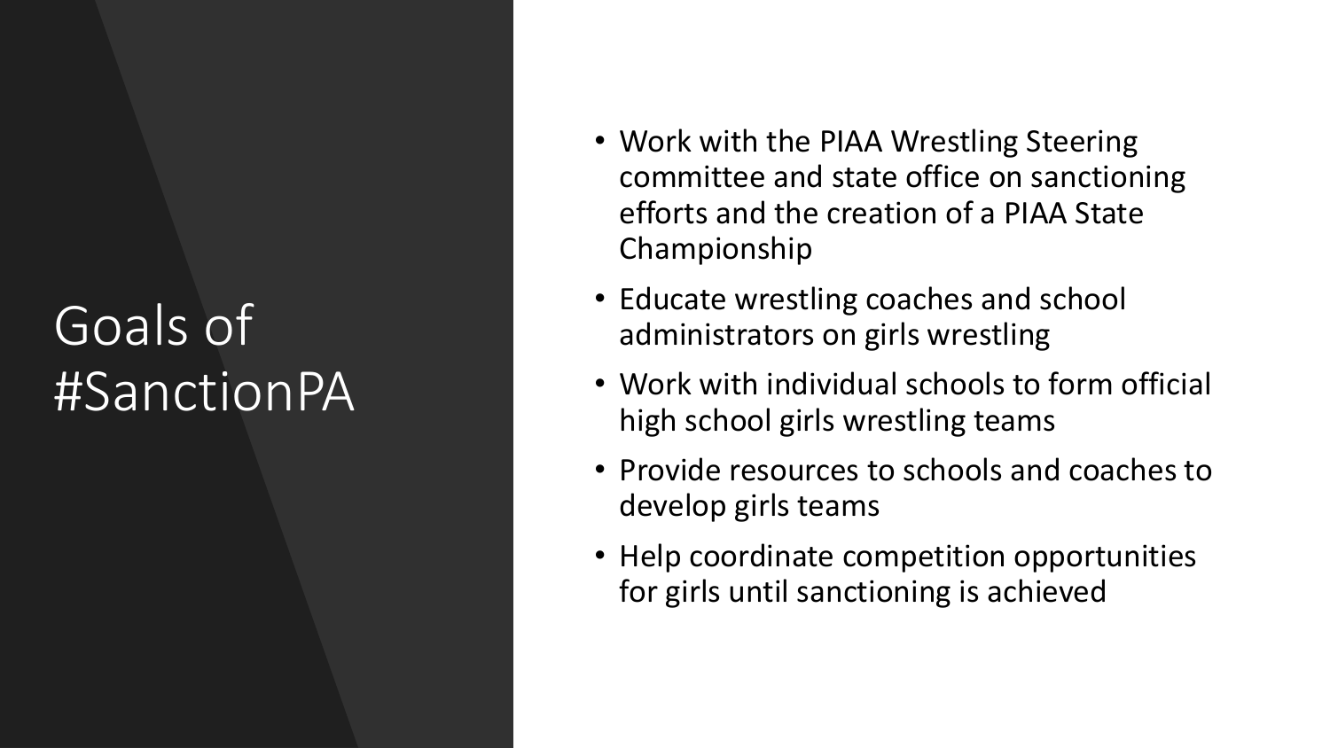# Goals of #SanctionPA

- Work with the PIAA Wrestling Steering committee and state office on sanctioning efforts and the creation of a PIAA State Championship
- Educate wrestling coaches and school administrators on girls wrestling
- Work with individual schools to form official high school girls wrestling teams
- Provide resources to schools and coaches to develop girls teams
- Help coordinate competition opportunities for girls until sanctioning is achieved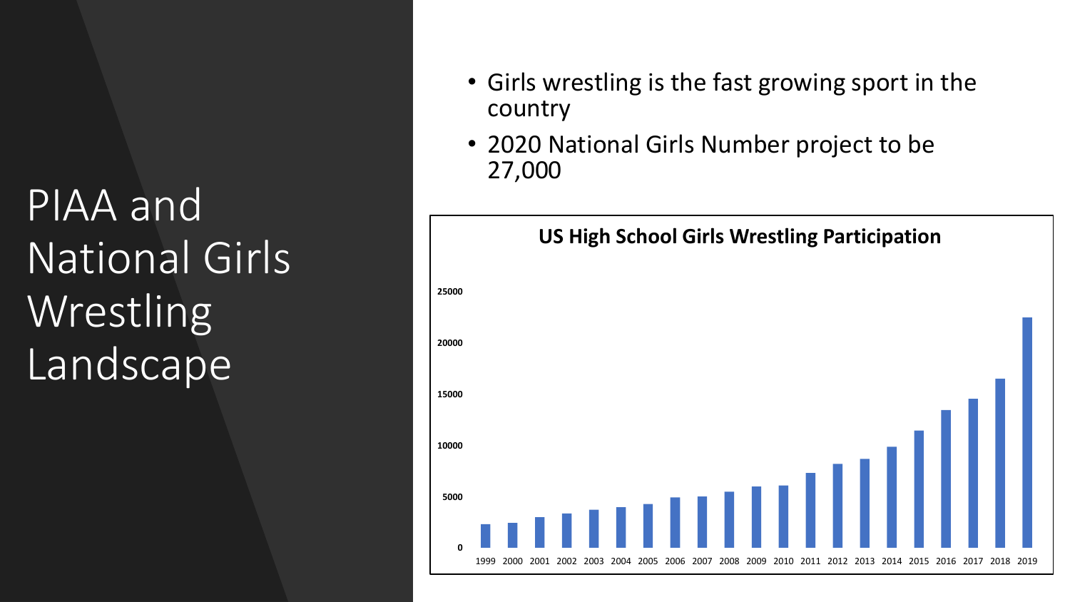# PIAA and National Girls Wrestling Landscape

- Girls wrestling is the fast growing sport in the country
- 2020 National Girls Number project to be 27,000

**US High School Girls Wrestling Participation**

25000
20000
15000
10000
5000
0

1999 2000 2001 2002 2003 2004 2005 2006 2007 2008 2009 2010 2011 2012 2013 2014 2015 2016 2017 2018 2019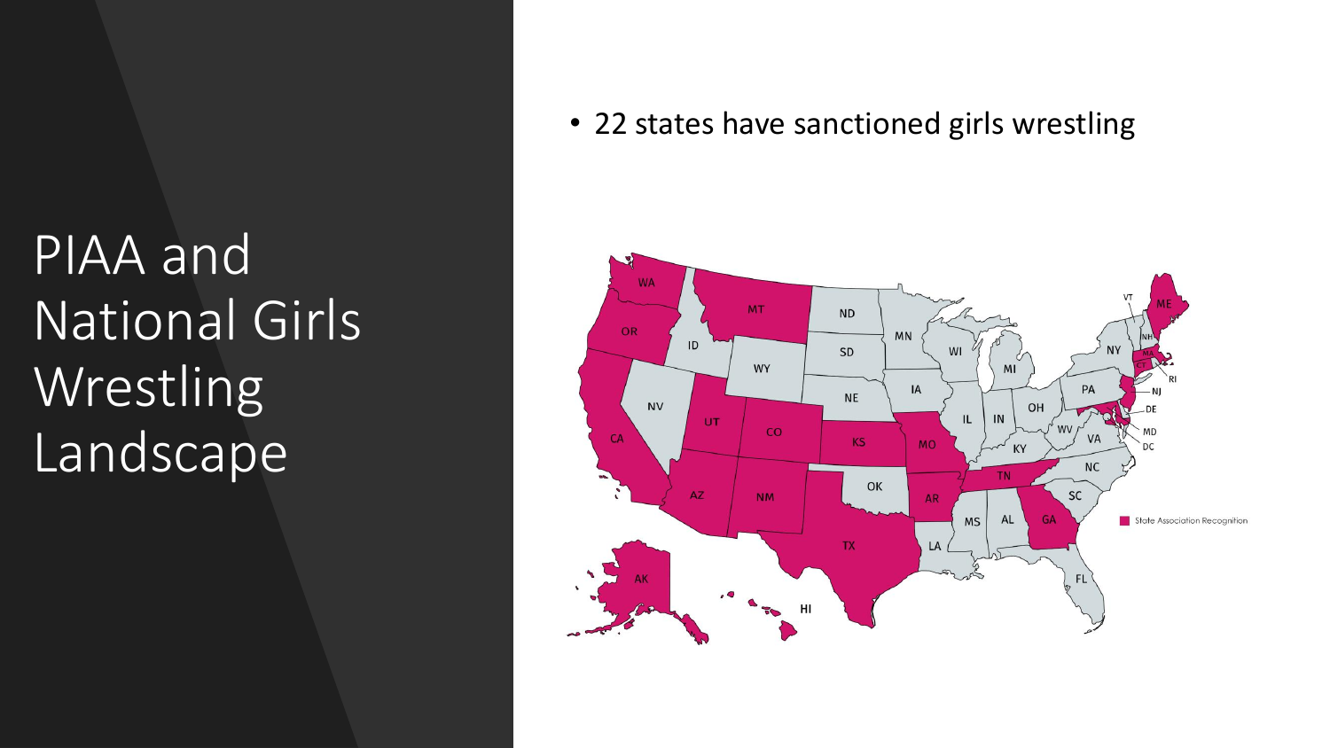# PIAA and National Girls Wrestling Landscape

- 22 states have sanctioned girls wrestling

State Association Recognition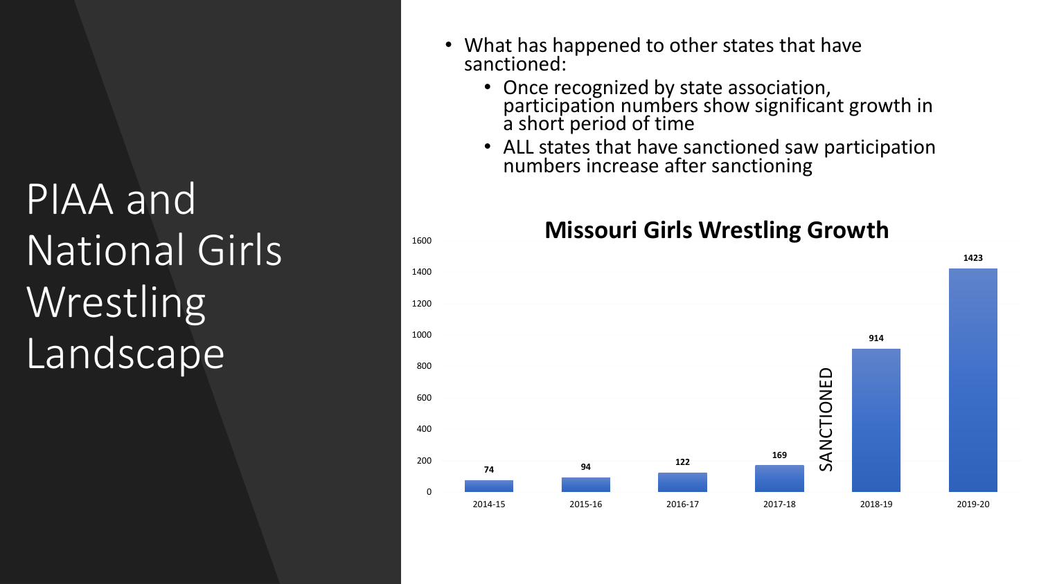# PIAA and National Girls Wrestling Landscape

- What has happened to other states that have sanctioned:
  - Once recognized by state association, participation numbers show significant growth in a short period of time
  - ALL states that have sanctioned saw participation numbers increase after sanctioning

**Missouri Girls Wrestling Growth**

| Season | Participants |
|---|---|
| 2014-15 | 74 |
| 2015-16 | 94 |
| 2016-17 | 122 |
| 2017-18 | 169 |
| 2018-19 | 914 |
| 2019-20 | 1423 |

SANCTIONED (between 2017-18 and 2018-19)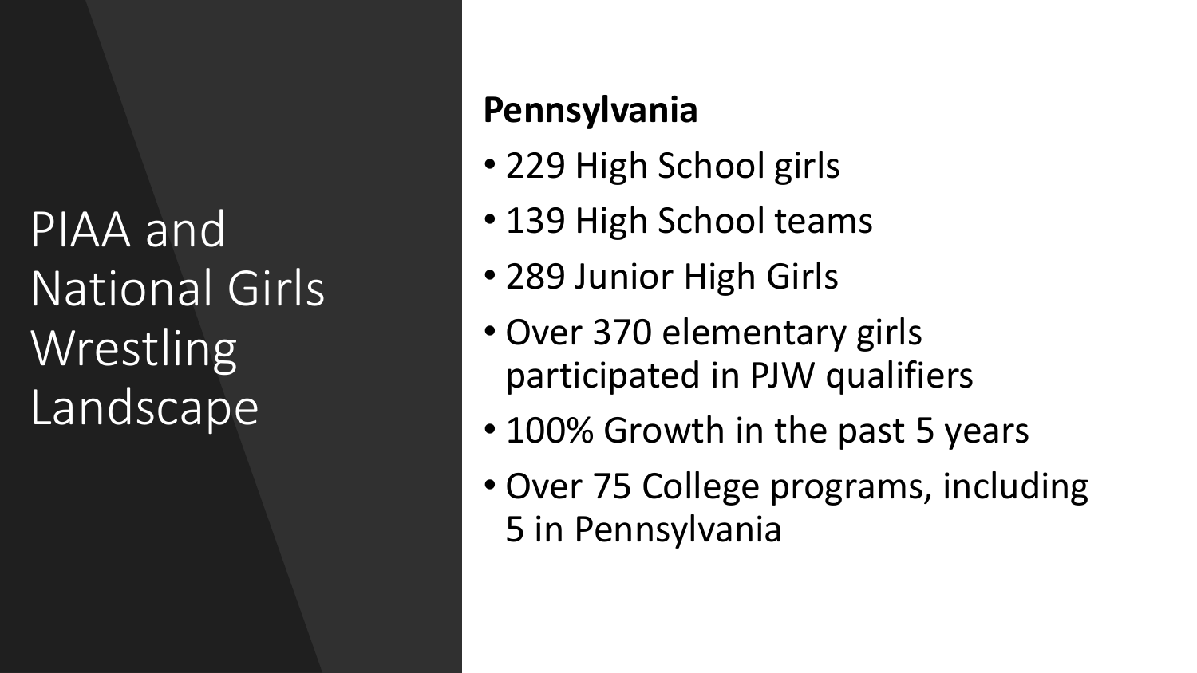# PIAA and National Girls Wrestling Landscape

**Pennsylvania**

- 229 High School girls
- 139 High School teams
- 289 Junior High Girls
- Over 370 elementary girls participated in PJW qualifiers
- 100% Growth in the past 5 years
- Over 75 College programs, including 5 in Pennsylvania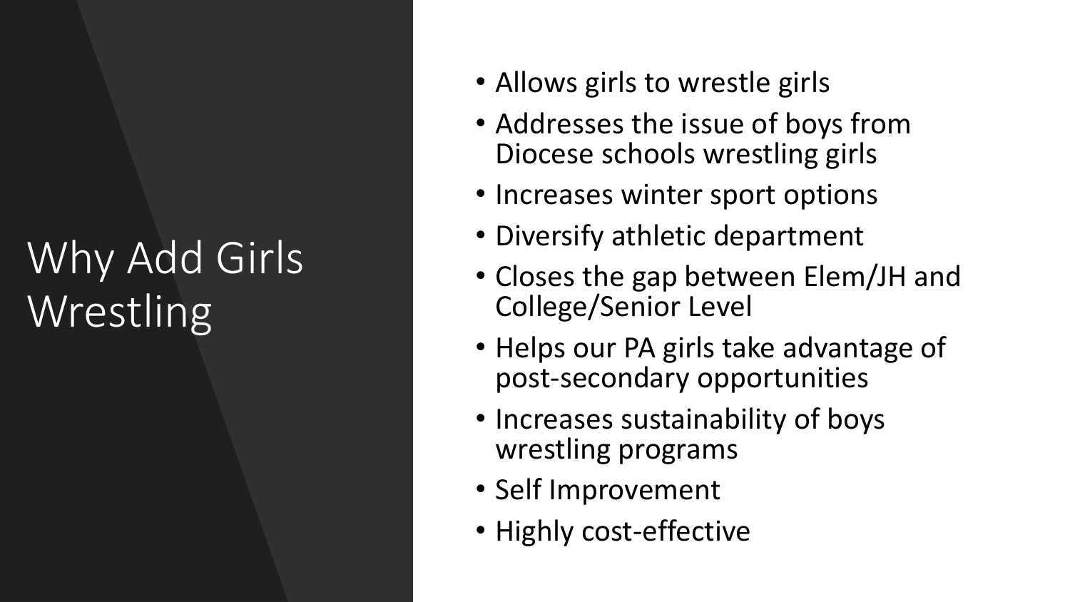# Why Add Girls Wrestling

- Allows girls to wrestle girls
- Addresses the issue of boys from Diocese schools wrestling girls
- Increases winter sport options
- Diversify athletic department
- Closes the gap between Elem/JH and College/Senior Level
- Helps our PA girls take advantage of post-secondary opportunities
- Increases sustainability of boys wrestling programs
- Self Improvement
- Highly cost-effective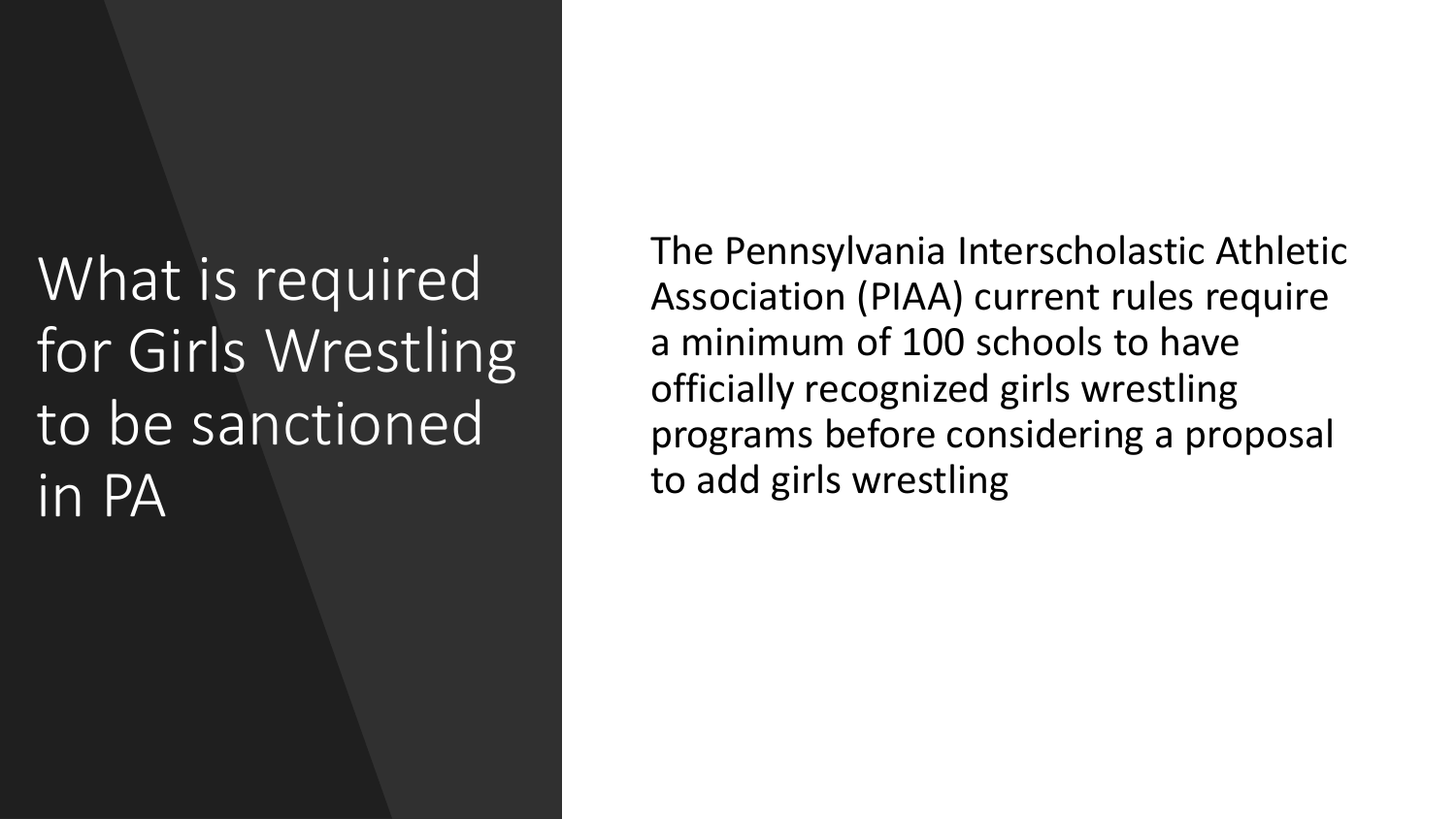# What is required for Girls Wrestling to be sanctioned in PA

The Pennsylvania Interscholastic Athletic Association (PIAA) current rules require a minimum of 100 schools to have officially recognized girls wrestling programs before considering a proposal to add girls wrestling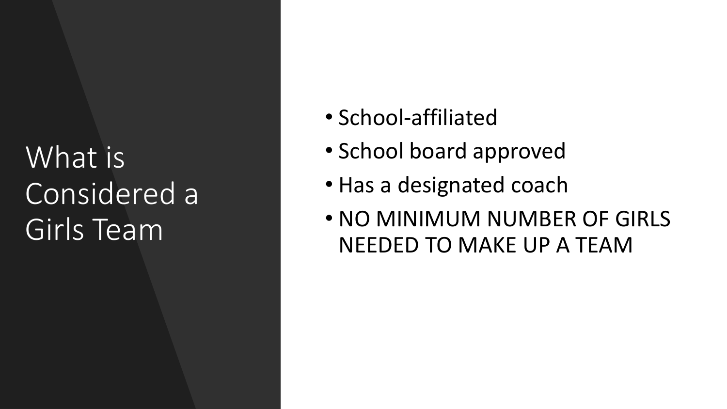# What is Considered a Girls Team

- School-affiliated
- School board approved
- Has a designated coach
- NO MINIMUM NUMBER OF GIRLS NEEDED TO MAKE UP A TEAM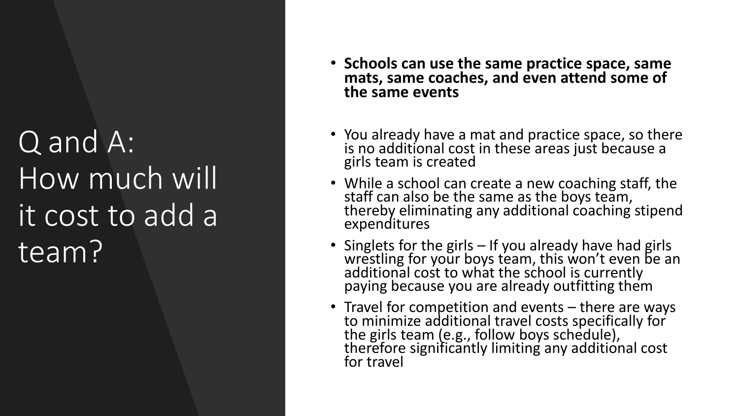# Q and A: How much will it cost to add a team?

- **Schools can use the same practice space, same mats, same coaches, and even attend some of the same events**

- You already have a mat and practice space, so there is no additional cost in these areas just because a girls team is created
- While a school can create a new coaching staff, the staff can also be the same as the boys team, thereby eliminating any additional coaching stipend expenditures
- Singlets for the girls – If you already have had girls wrestling for your boys team, this won't even be an additional cost to what the school is currently paying because you are already outfitting them
- Travel for competition and events – there are ways to minimize additional travel costs specifically for the girls team (e.g., follow boys schedule), therefore significantly limiting any additional cost for travel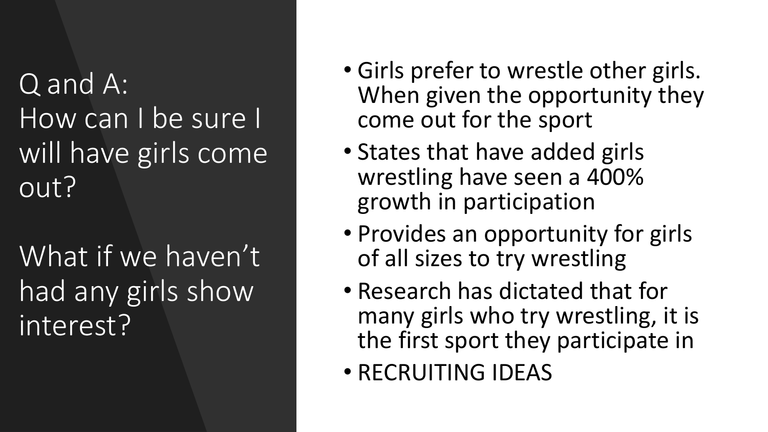# Q and A:
# How can I be sure I will have girls come out?

# What if we haven't had any girls show interest?

- Girls prefer to wrestle other girls. When given the opportunity they come out for the sport
- States that have added girls wrestling have seen a 400% growth in participation
- Provides an opportunity for girls of all sizes to try wrestling
- Research has dictated that for many girls who try wrestling, it is the first sport they participate in
- RECRUITING IDEAS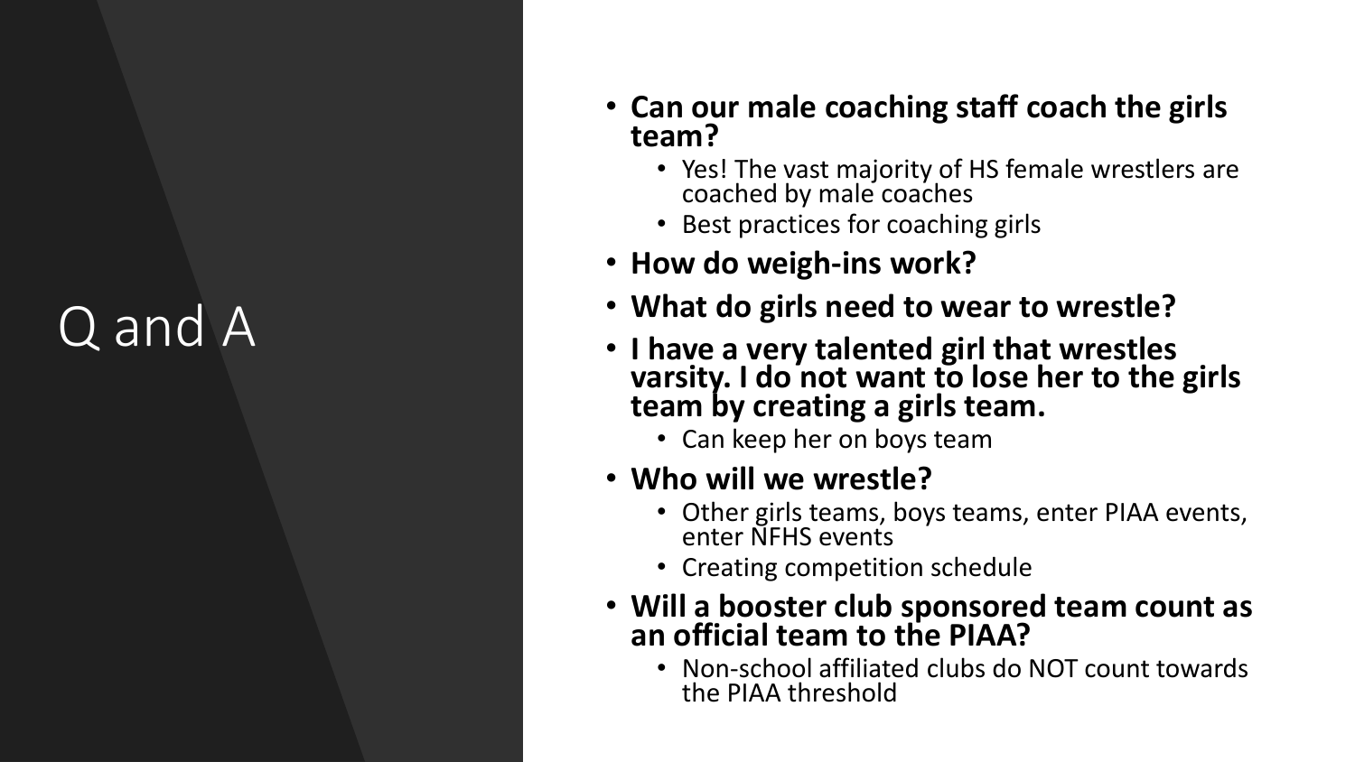# Q and A

- **Can our male coaching staff coach the girls team?**
  - Yes! The vast majority of HS female wrestlers are coached by male coaches
  - Best practices for coaching girls
- **How do weigh-ins work?**
- **What do girls need to wear to wrestle?**
- **I have a very talented girl that wrestles varsity. I do not want to lose her to the girls team by creating a girls team.**
  - Can keep her on boys team
- **Who will we wrestle?**
  - Other girls teams, boys teams, enter PIAA events, enter NFHS events
  - Creating competition schedule
- **Will a booster club sponsored team count as an official team to the PIAA?**
  - Non-school affiliated clubs do NOT count towards the PIAA threshold